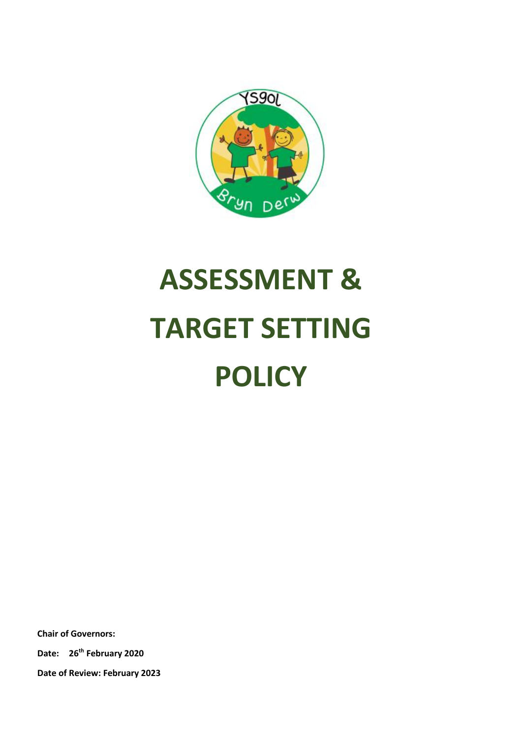# ASSESSMENT & TARGET SETTING POLICY

**Chair of Governors:**

**Date: 26th February 2020**

**Date of Review: February 2023**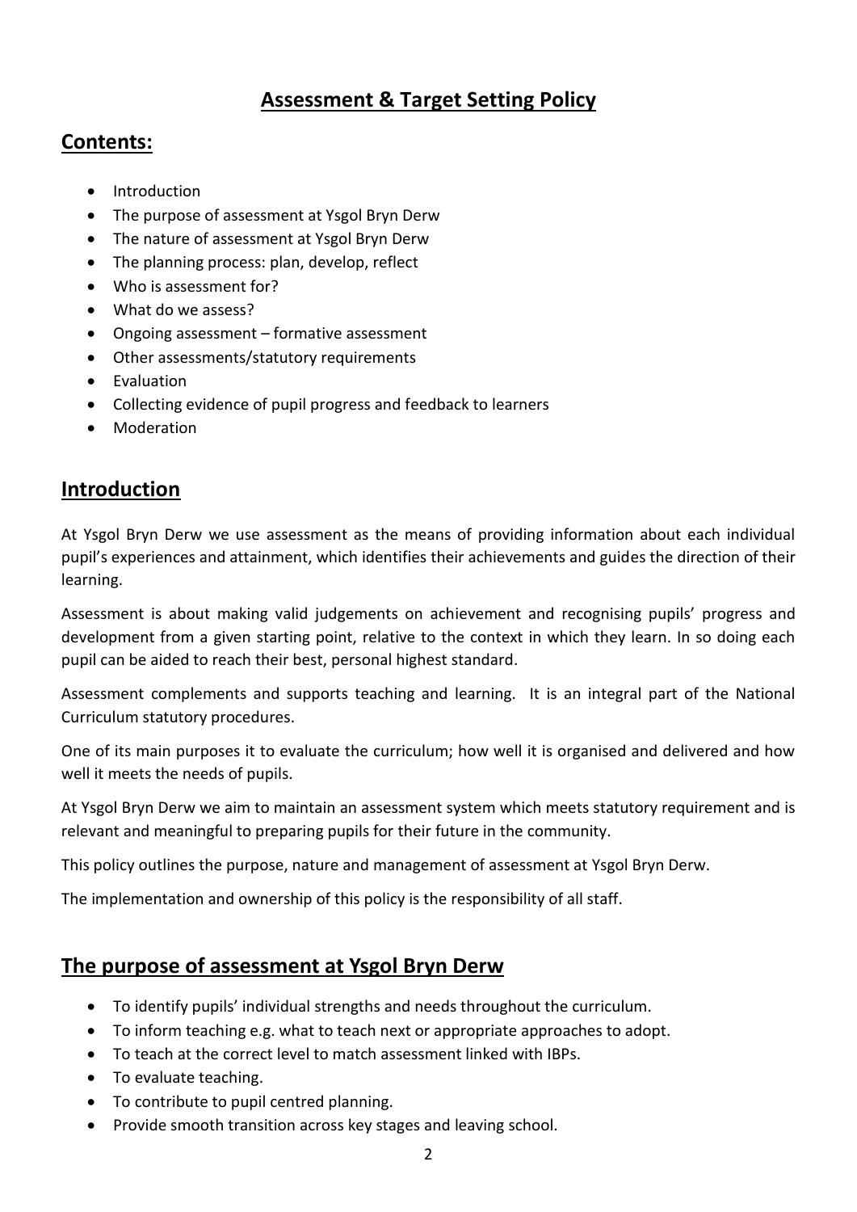# Assessment & Target Setting Policy

## Contents:

- Introduction
- The purpose of assessment at Ysgol Bryn Derw
- The nature of assessment at Ysgol Bryn Derw
- The planning process: plan, develop, reflect
- Who is assessment for?
- What do we assess?
- Ongoing assessment – formative assessment
- Other assessments/statutory requirements
- Evaluation
- Collecting evidence of pupil progress and feedback to learners
- Moderation

## Introduction

At Ysgol Bryn Derw we use assessment as the means of providing information about each individual pupil's experiences and attainment, which identifies their achievements and guides the direction of their learning.

Assessment is about making valid judgements on achievement and recognising pupils' progress and development from a given starting point, relative to the context in which they learn. In so doing each pupil can be aided to reach their best, personal highest standard.

Assessment complements and supports teaching and learning. It is an integral part of the National Curriculum statutory procedures.

One of its main purposes it to evaluate the curriculum; how well it is organised and delivered and how well it meets the needs of pupils.

At Ysgol Bryn Derw we aim to maintain an assessment system which meets statutory requirement and is relevant and meaningful to preparing pupils for their future in the community.

This policy outlines the purpose, nature and management of assessment at Ysgol Bryn Derw.

The implementation and ownership of this policy is the responsibility of all staff.

## The purpose of assessment at Ysgol Bryn Derw

- To identify pupils' individual strengths and needs throughout the curriculum.
- To inform teaching e.g. what to teach next or appropriate approaches to adopt.
- To teach at the correct level to match assessment linked with IBPs.
- To evaluate teaching.
- To contribute to pupil centred planning.
- Provide smooth transition across key stages and leaving school.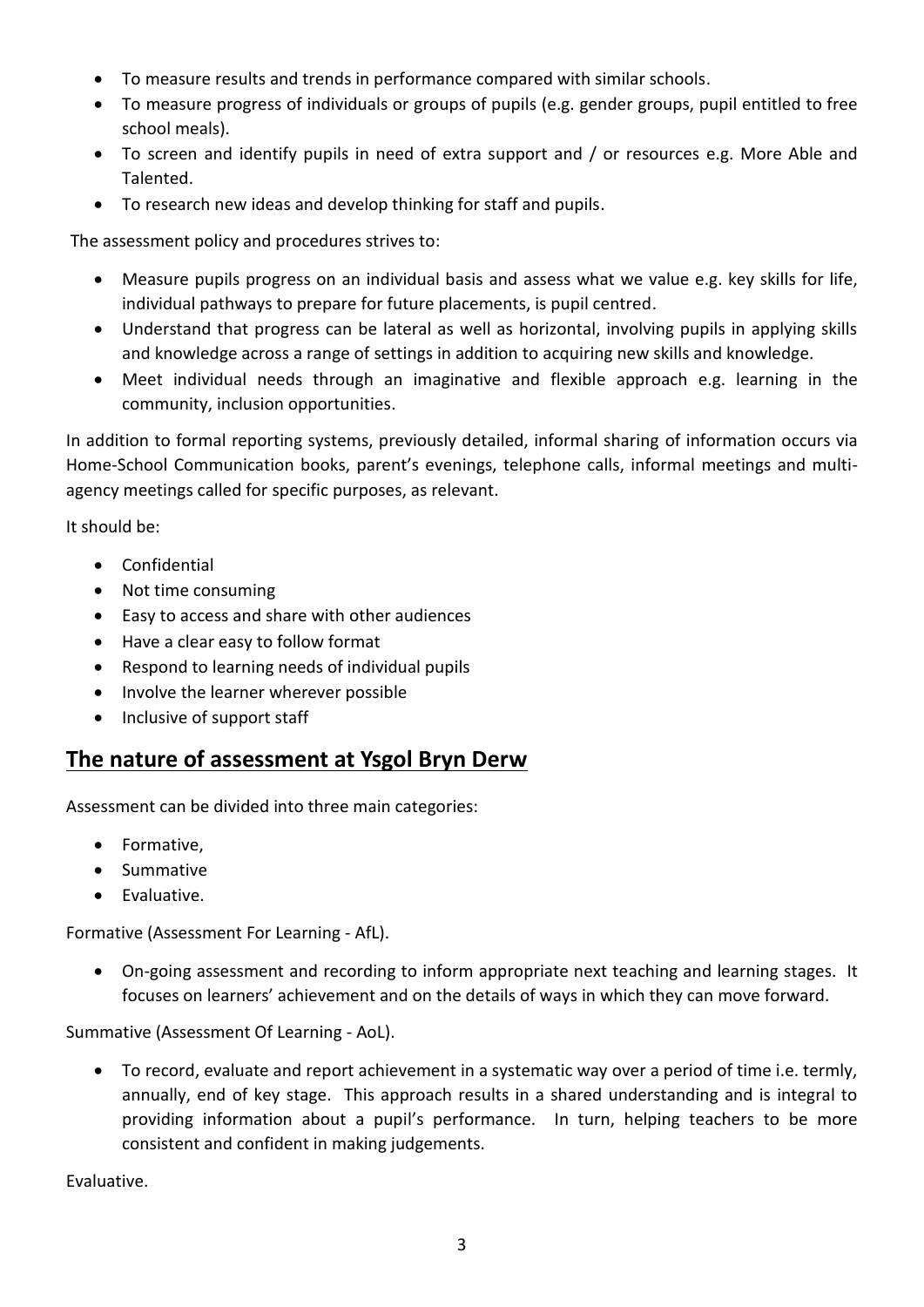- To measure results and trends in performance compared with similar schools.
- To measure progress of individuals or groups of pupils (e.g. gender groups, pupil entitled to free school meals).
- To screen and identify pupils in need of extra support and / or resources e.g. More Able and Talented.
- To research new ideas and develop thinking for staff and pupils.

The assessment policy and procedures strives to:

- Measure pupils progress on an individual basis and assess what we value e.g. key skills for life, individual pathways to prepare for future placements, is pupil centred.
- Understand that progress can be lateral as well as horizontal, involving pupils in applying skills and knowledge across a range of settings in addition to acquiring new skills and knowledge.
- Meet individual needs through an imaginative and flexible approach e.g. learning in the community, inclusion opportunities.

In addition to formal reporting systems, previously detailed, informal sharing of information occurs via Home-School Communication books, parent's evenings, telephone calls, informal meetings and multi-agency meetings called for specific purposes, as relevant.

It should be:

- Confidential
- Not time consuming
- Easy to access and share with other audiences
- Have a clear easy to follow format
- Respond to learning needs of individual pupils
- Involve the learner wherever possible
- Inclusive of support staff

## The nature of assessment at Ysgol Bryn Derw

Assessment can be divided into three main categories:

- Formative,
- Summative
- Evaluative.

Formative (Assessment For Learning - AfL).

- On-going assessment and recording to inform appropriate next teaching and learning stages. It focuses on learners' achievement and on the details of ways in which they can move forward.

Summative (Assessment Of Learning - AoL).

- To record, evaluate and report achievement in a systematic way over a period of time i.e. termly, annually, end of key stage. This approach results in a shared understanding and is integral to providing information about a pupil's performance. In turn, helping teachers to be more consistent and confident in making judgements.

Evaluative.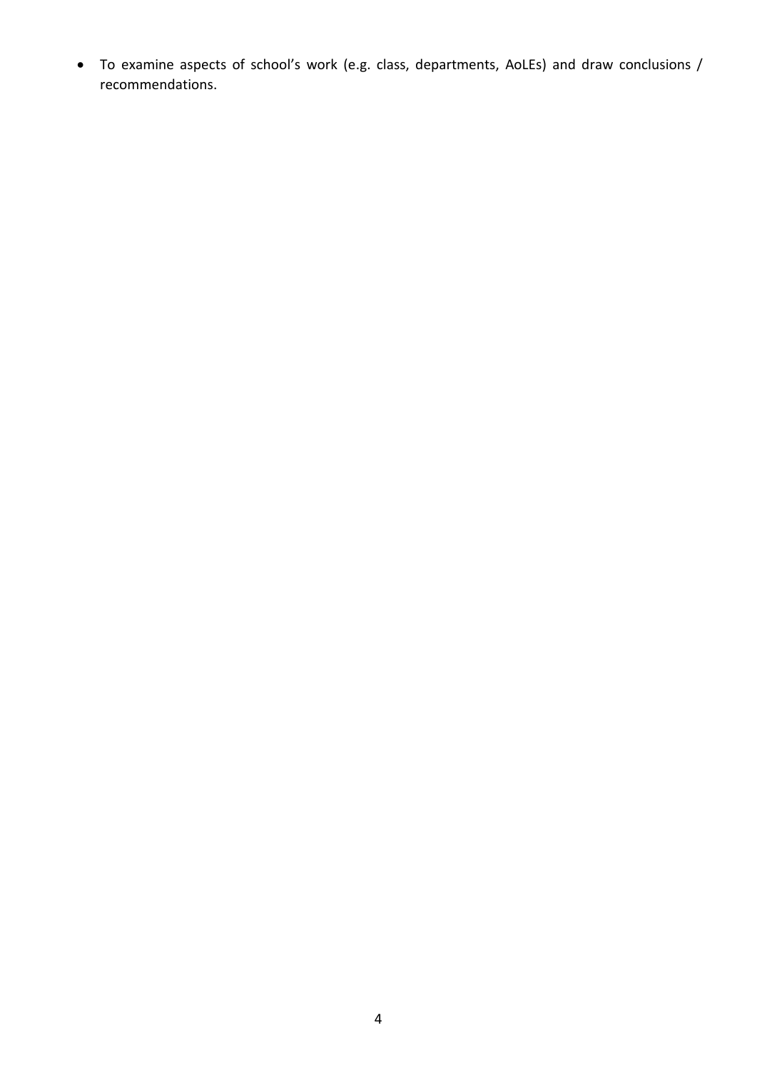- To examine aspects of school's work (e.g. class, departments, AoLEs) and draw conclusions / recommendations.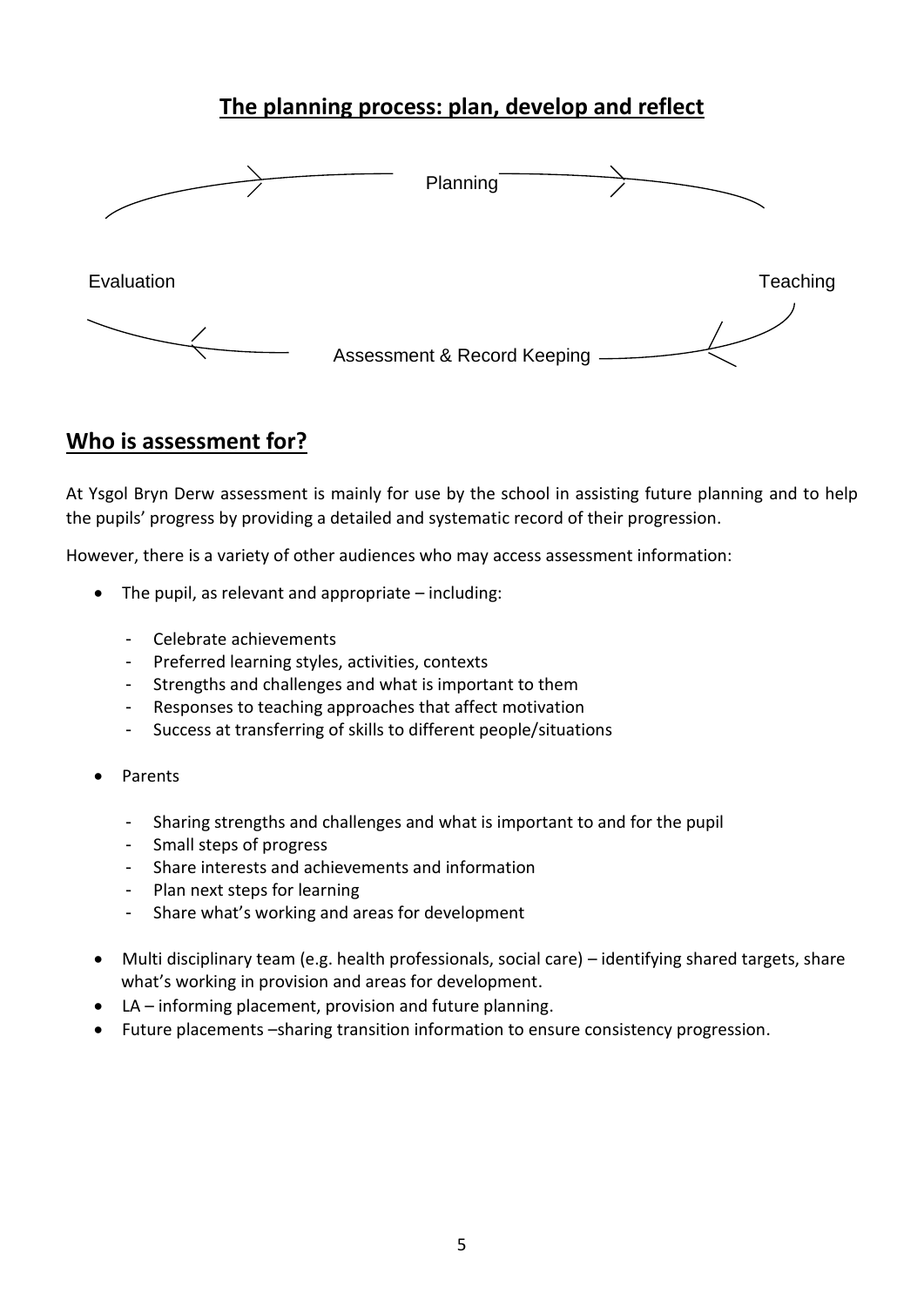## The planning process: plan, develop and reflect

Planning

Evaluation

Teaching

Assessment & Record Keeping

## Who is assessment for?

At Ysgol Bryn Derw assessment is mainly for use by the school in assisting future planning and to help the pupils' progress by providing a detailed and systematic record of their progression.

However, there is a variety of other audiences who may access assessment information:

- The pupil, as relevant and appropriate – including:
  - Celebrate achievements
  - Preferred learning styles, activities, contexts
  - Strengths and challenges and what is important to them
  - Responses to teaching approaches that affect motivation
  - Success at transferring of skills to different people/situations
- Parents
  - Sharing strengths and challenges and what is important to and for the pupil
  - Small steps of progress
  - Share interests and achievements and information
  - Plan next steps for learning
  - Share what's working and areas for development
- Multi disciplinary team (e.g. health professionals, social care) – identifying shared targets, share what's working in provision and areas for development.
- LA – informing placement, provision and future planning.
- Future placements –sharing transition information to ensure consistency progression.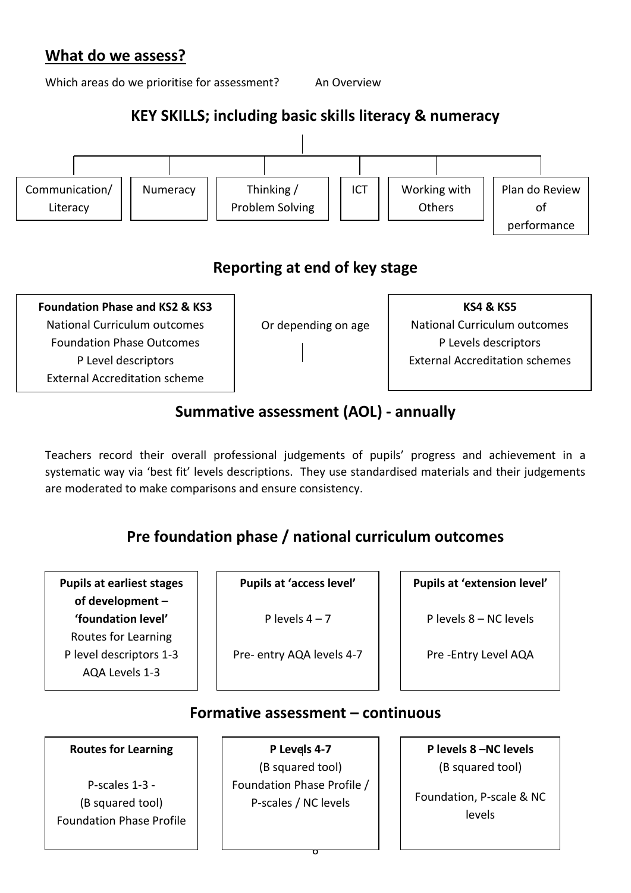## What do we assess?

Which areas do we prioritise for assessment? An Overview

### KEY SKILLS; including basic skills literacy & numeracy

- Communication/ Literacy
- Numeracy
- Thinking / Problem Solving
- ICT
- Working with Others
- Plan do Review of performance

### Reporting at end of key stage

| Foundation Phase and KS2 & KS3 | | KS4 & KS5 |
|---|---|---|
| National Curriculum outcomes<br>Foundation Phase Outcomes<br>P Level descriptors<br>External Accreditation scheme | Or depending on age | National Curriculum outcomes<br>P Levels descriptors<br>External Accreditation schemes |

### Summative assessment (AOL) - annually

Teachers record their overall professional judgements of pupils' progress and achievement in a systematic way via 'best fit' levels descriptions. They use standardised materials and their judgements are moderated to make comparisons and ensure consistency.

### Pre foundation phase / national curriculum outcomes

| Pupils at earliest stages of development – 'foundation level' | Pupils at 'access level' | Pupils at 'extension level' |
|---|---|---|
| Routes for Learning<br>P level descriptors 1-3<br>AQA Levels 1-3 | P levels 4 – 7<br>Pre- entry AQA levels 4-7 | P levels 8 – NC levels<br>Pre -Entry Level AQA |

### Formative assessment – continuous

| Routes for Learning | P Levels 4-7 | P levels 8 –NC levels |
|---|---|---|
| P-scales 1-3 -<br>(B squared tool)<br>Foundation Phase Profile | (B squared tool)<br>Foundation Phase Profile / P-scales / NC levels | (B squared tool)<br>Foundation, P-scale & NC levels |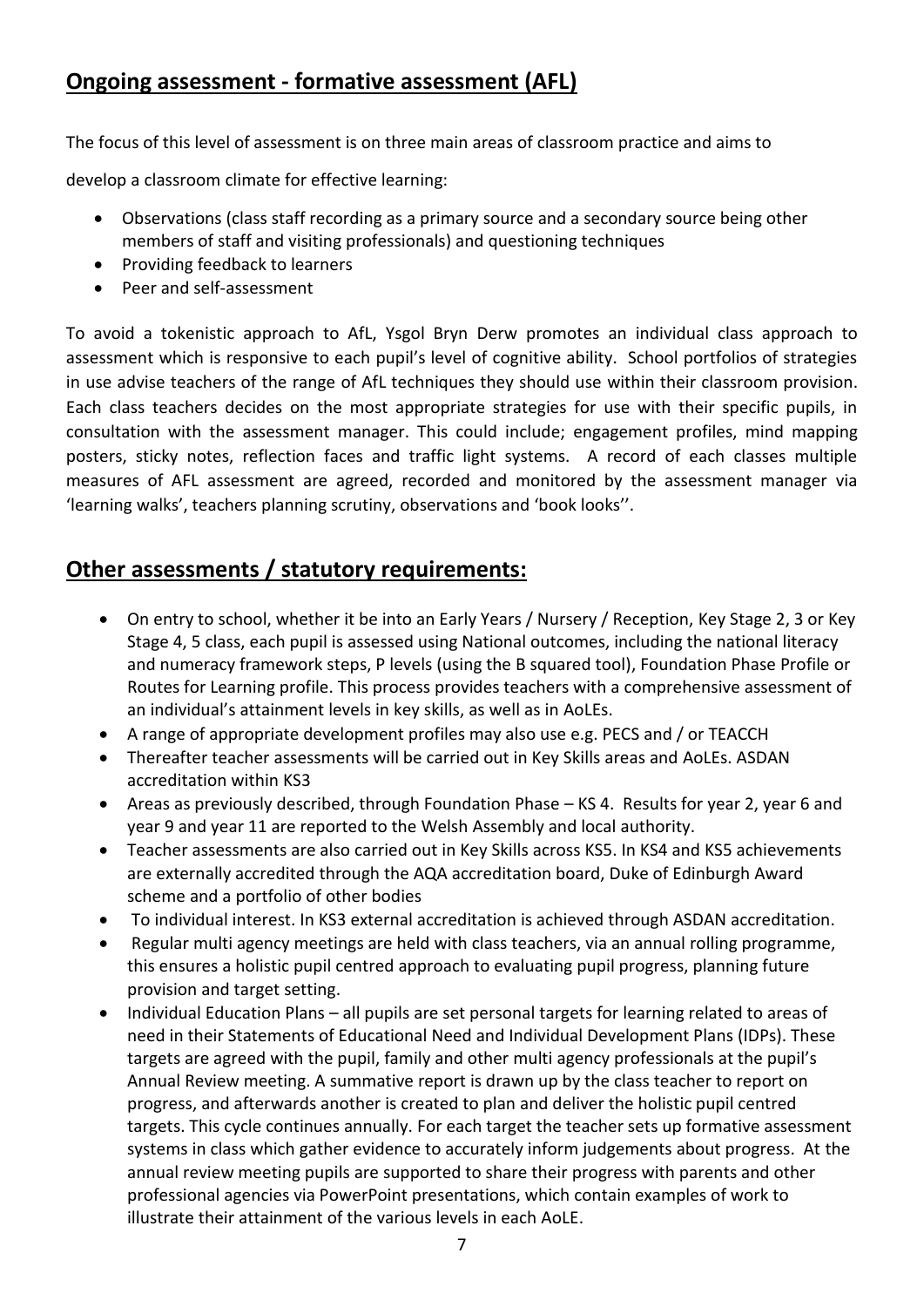## Ongoing assessment - formative assessment (AFL)

The focus of this level of assessment is on three main areas of classroom practice and aims to

develop a classroom climate for effective learning:

- Observations (class staff recording as a primary source and a secondary source being other members of staff and visiting professionals) and questioning techniques
- Providing feedback to learners
- Peer and self-assessment

To avoid a tokenistic approach to AfL, Ysgol Bryn Derw promotes an individual class approach to assessment which is responsive to each pupil's level of cognitive ability. School portfolios of strategies in use advise teachers of the range of AfL techniques they should use within their classroom provision. Each class teachers decides on the most appropriate strategies for use with their specific pupils, in consultation with the assessment manager. This could include; engagement profiles, mind mapping posters, sticky notes, reflection faces and traffic light systems. A record of each classes multiple measures of AFL assessment are agreed, recorded and monitored by the assessment manager via 'learning walks', teachers planning scrutiny, observations and 'book looks''.

## Other assessments / statutory requirements:

- On entry to school, whether it be into an Early Years / Nursery / Reception, Key Stage 2, 3 or Key Stage 4, 5 class, each pupil is assessed using National outcomes, including the national literacy and numeracy framework steps, P levels (using the B squared tool), Foundation Phase Profile or Routes for Learning profile. This process provides teachers with a comprehensive assessment of an individual's attainment levels in key skills, as well as in AoLEs.
- A range of appropriate development profiles may also use e.g. PECS and / or TEACCH
- Thereafter teacher assessments will be carried out in Key Skills areas and AoLEs. ASDAN accreditation within KS3
- Areas as previously described, through Foundation Phase – KS 4. Results for year 2, year 6 and year 9 and year 11 are reported to the Welsh Assembly and local authority.
- Teacher assessments are also carried out in Key Skills across KS5. In KS4 and KS5 achievements are externally accredited through the AQA accreditation board, Duke of Edinburgh Award scheme and a portfolio of other bodies
- To individual interest. In KS3 external accreditation is achieved through ASDAN accreditation.
- Regular multi agency meetings are held with class teachers, via an annual rolling programme, this ensures a holistic pupil centred approach to evaluating pupil progress, planning future provision and target setting.
- Individual Education Plans – all pupils are set personal targets for learning related to areas of need in their Statements of Educational Need and Individual Development Plans (IDPs). These targets are agreed with the pupil, family and other multi agency professionals at the pupil's Annual Review meeting. A summative report is drawn up by the class teacher to report on progress, and afterwards another is created to plan and deliver the holistic pupil centred targets. This cycle continues annually. For each target the teacher sets up formative assessment systems in class which gather evidence to accurately inform judgements about progress. At the annual review meeting pupils are supported to share their progress with parents and other professional agencies via PowerPoint presentations, which contain examples of work to illustrate their attainment of the various levels in each AoLE.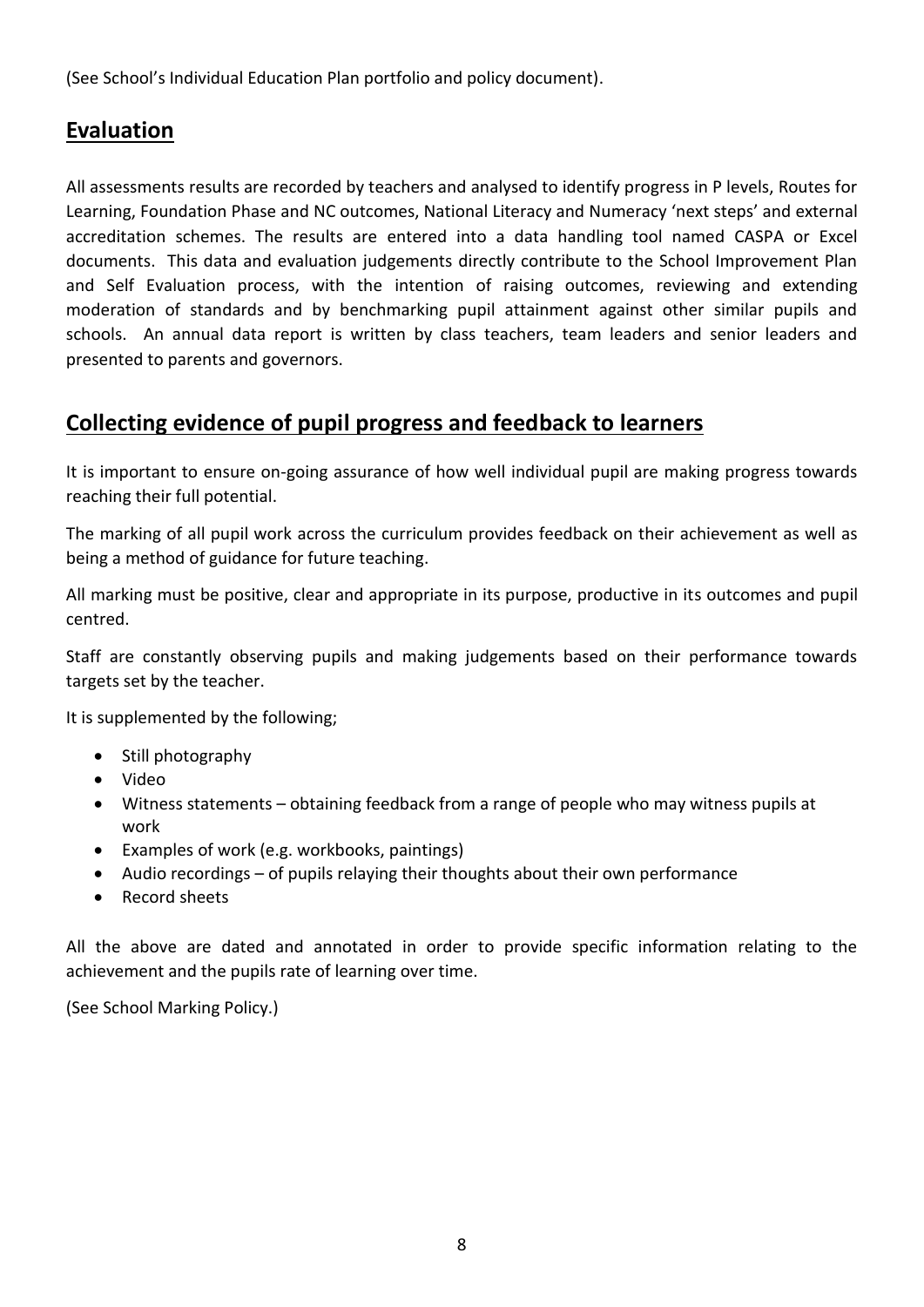(See School's Individual Education Plan portfolio and policy document).

## Evaluation

All assessments results are recorded by teachers and analysed to identify progress in P levels, Routes for Learning, Foundation Phase and NC outcomes, National Literacy and Numeracy 'next steps' and external accreditation schemes. The results are entered into a data handling tool named CASPA or Excel documents. This data and evaluation judgements directly contribute to the School Improvement Plan and Self Evaluation process, with the intention of raising outcomes, reviewing and extending moderation of standards and by benchmarking pupil attainment against other similar pupils and schools. An annual data report is written by class teachers, team leaders and senior leaders and presented to parents and governors.

## Collecting evidence of pupil progress and feedback to learners

It is important to ensure on-going assurance of how well individual pupil are making progress towards reaching their full potential.

The marking of all pupil work across the curriculum provides feedback on their achievement as well as being a method of guidance for future teaching.

All marking must be positive, clear and appropriate in its purpose, productive in its outcomes and pupil centred.

Staff are constantly observing pupils and making judgements based on their performance towards targets set by the teacher.

It is supplemented by the following;

- Still photography
- Video
- Witness statements – obtaining feedback from a range of people who may witness pupils at work
- Examples of work (e.g. workbooks, paintings)
- Audio recordings – of pupils relaying their thoughts about their own performance
- Record sheets

All the above are dated and annotated in order to provide specific information relating to the achievement and the pupils rate of learning over time.

(See School Marking Policy.)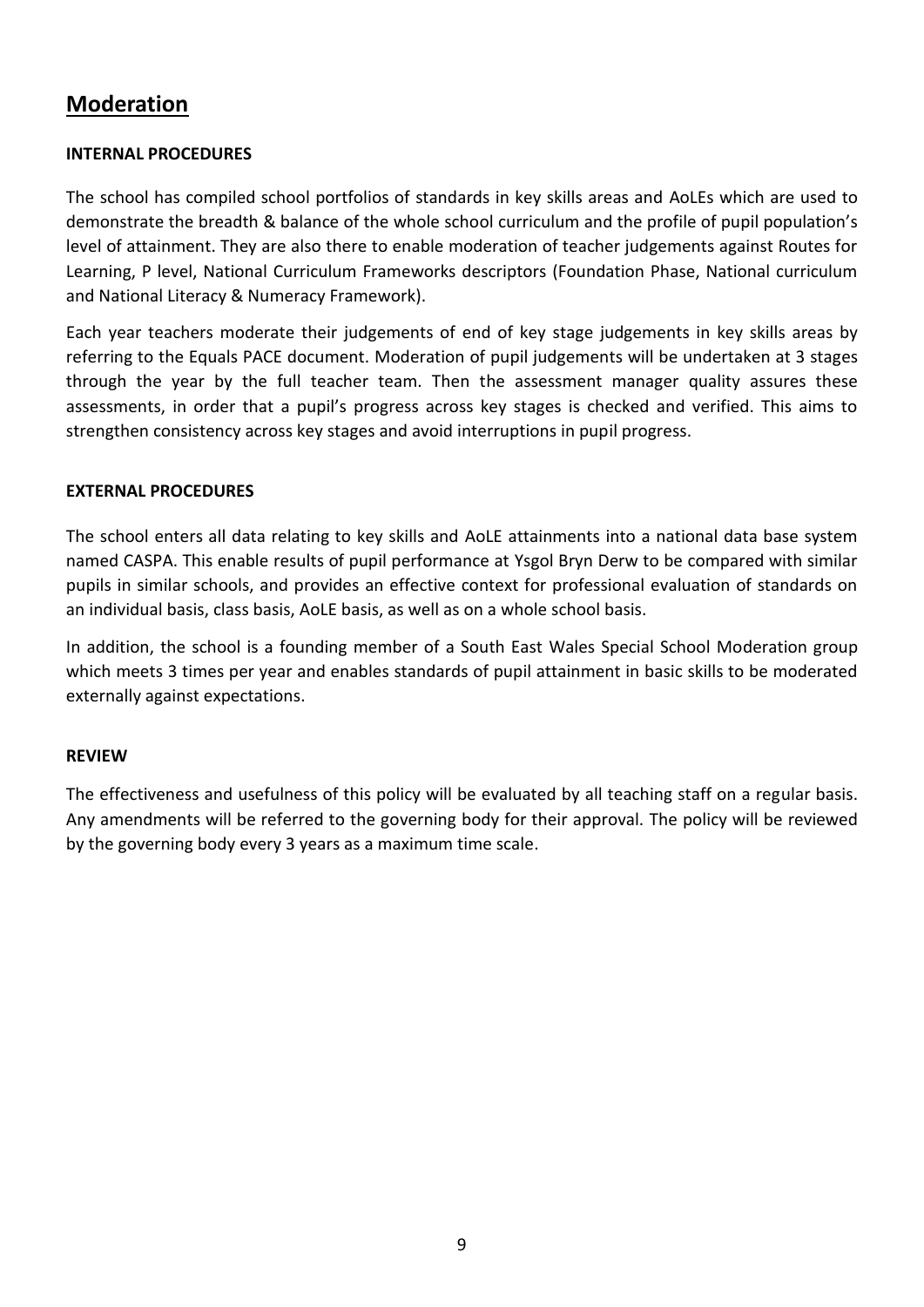## Moderation

### INTERNAL PROCEDURES

The school has compiled school portfolios of standards in key skills areas and AoLEs which are used to demonstrate the breadth & balance of the whole school curriculum and the profile of pupil population's level of attainment. They are also there to enable moderation of teacher judgements against Routes for Learning, P level, National Curriculum Frameworks descriptors (Foundation Phase, National curriculum and National Literacy & Numeracy Framework).

Each year teachers moderate their judgements of end of key stage judgements in key skills areas by referring to the Equals PACE document. Moderation of pupil judgements will be undertaken at 3 stages through the year by the full teacher team. Then the assessment manager quality assures these assessments, in order that a pupil's progress across key stages is checked and verified. This aims to strengthen consistency across key stages and avoid interruptions in pupil progress.

### EXTERNAL PROCEDURES

The school enters all data relating to key skills and AoLE attainments into a national data base system named CASPA. This enable results of pupil performance at Ysgol Bryn Derw to be compared with similar pupils in similar schools, and provides an effective context for professional evaluation of standards on an individual basis, class basis, AoLE basis, as well as on a whole school basis.

In addition, the school is a founding member of a South East Wales Special School Moderation group which meets 3 times per year and enables standards of pupil attainment in basic skills to be moderated externally against expectations.

### REVIEW

The effectiveness and usefulness of this policy will be evaluated by all teaching staff on a regular basis. Any amendments will be referred to the governing body for their approval. The policy will be reviewed by the governing body every 3 years as a maximum time scale.